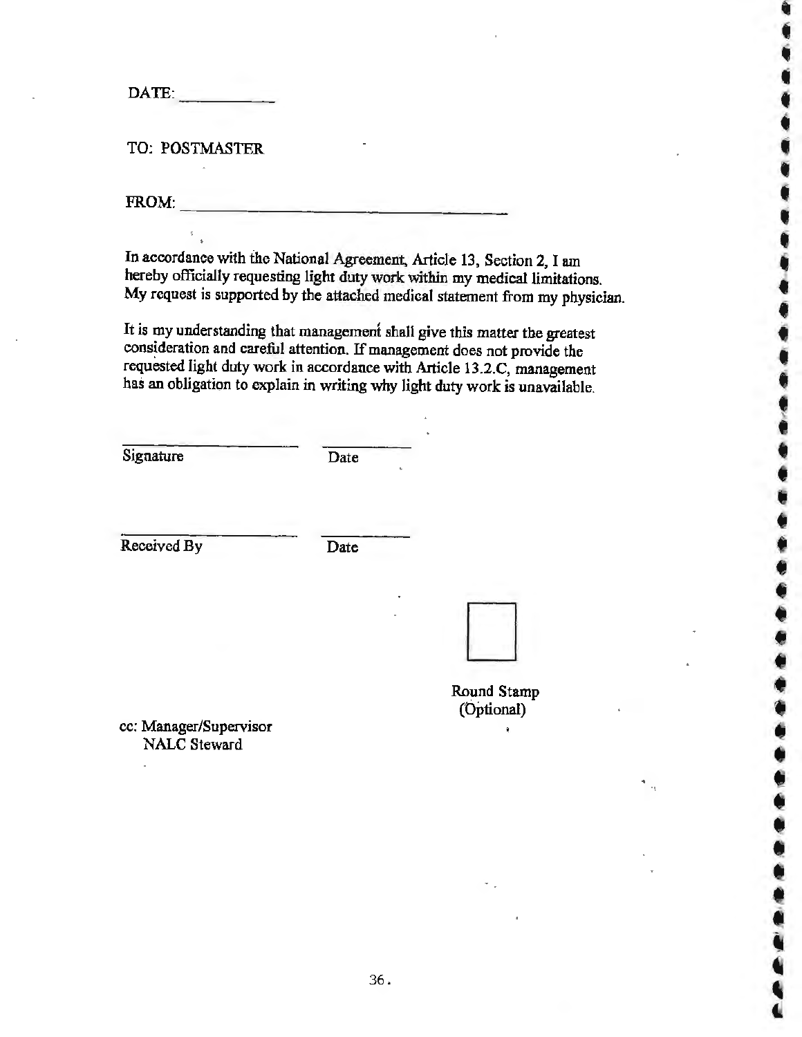DATE: __________

TO: POSTMASTER

FROM: ______________________________________

In accordance with the National Agreement, Article 13, Section 2, I am hereby officially requesting light duty work within my medical limitations. My request is supported by the attached medical statement from my physician.

It is my understanding that management shall give this matter the greatest consideration and careful attention. If management does not provide the requested light duty work in accordance with Article 13.2.C, management has an obligation to explain in writing why light duty work is unavailable.

______________________ __________
Signature Date

______________________ __________
Received By Date

Round Stamp
(Optional)

cc: Manager/Supervisor
NALC Steward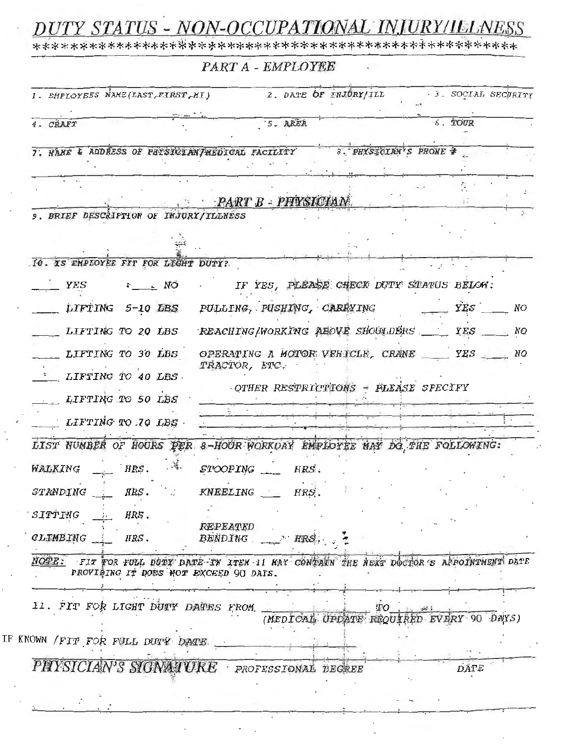# DUTY STATUS - NON-OCCUPATIONAL INJURY/ILLNESS

*****************************************************

## PART A - EMPLOYEE

1. EMPLOYEES NAME(LAST,FIRST,MI) 2. DATE OF INJURY/ILL 3. SOCIAL SECURITY

4. CRAFT 5. AREA 6. TOUR

7. NAME & ADDRESS OF PHYSICIAN/MEDICAL FACILITY 8. PHYSICIAN'S PHONE #

## PART B - PHYSICIAN

9. BRIEF DESCRIPTION OF INJURY/ILLNESS

10. IS EMPLOYEE FIT FOR LIGHT DUTY?

___ YES ___ NO IF YES, PLEASE CHECK DUTY STATUS BELOW:

| | | | |
|---|---|---|---|
| ___ LIFTING 5-10 LBS | PULLING, PUSHING, CARRYING | ___ YES | ___ NO |
| ___ LIFTING TO 20 LBS | REACHING/WORKING ABOVE SHOULDERS | ___ YES | ___ NO |
| ___ LIFTING TO 30 LBS | OPERATING A MOTOR VEHICLE, CRANE TRACTOR, ETC. | ___ YES | ___ NO |
| ___ LIFTING TO 40 LBS | OTHER RESTRICTIONS - PLEASE SPECIFY | | |
| ___ LIFTING TO 50 LBS | | | |
| ___ LIFTING TO 70 LBS | | | |

LIST NUMBER OF HOURS PER 8-HOUR WORKDAY EMPLOYEE MAY DO THE FOLLOWING:

| | |
|---|---|
| WALKING ___ HRS. | STOOPING ___ HRS. |
| STANDING ___ HRS. | KNEELING ___ HRS. |
| SITTING ___ HRS. | |
| CLIMBING ___ HRS. | REPEATED BENDING ___ HRS. |

NOTE: FIT FOR FULL DUTY DATE IN ITEM 11 MAY CONTAIN THE NEXT DOCTOR'S APPOINTMENT DATE PROVIDING IT DOES NOT EXCEED 90 DAYS.

11. FIT FOR LIGHT DUTY DATES FROM ____________ TO ____________ (MEDICAL UPDATE REQUIRED EVERY 90 DAYS)

IF KNOWN /FIT FOR FULL DUTY DATE ____________

PHYSICIAN'S SIGNATURE PROFESSIONAL DEGREE DATE